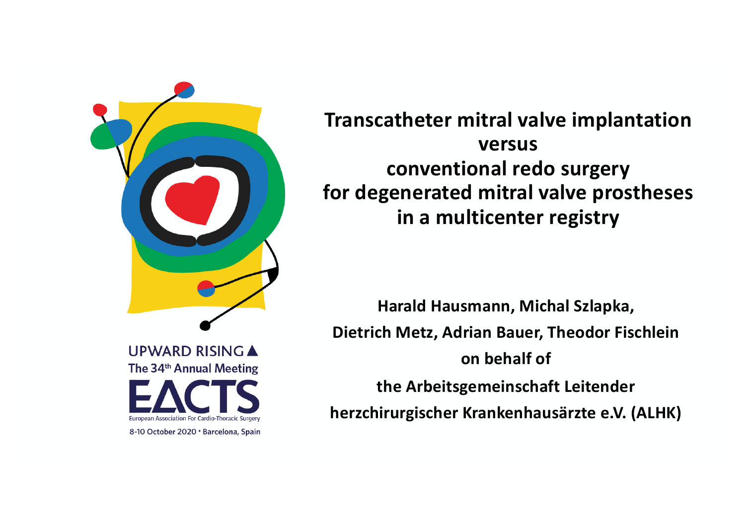UPWARD RISING ▲

The 34th Annual Meeting

EACTS

European Association For Cardio-Thoracic Surgery

8-10 October 2020 • Barcelona, Spain

# Transcatheter mitral valve implantation versus conventional redo surgery for degenerated mitral valve prostheses in a multicenter registry

**Harald Hausmann, Michal Szlapka, Dietrich Metz, Adrian Bauer, Theodor Fischlein**

**on behalf of**

**the Arbeitsgemeinschaft Leitender herzchirurgischer Krankenhausärzte e.V. (ALHK)**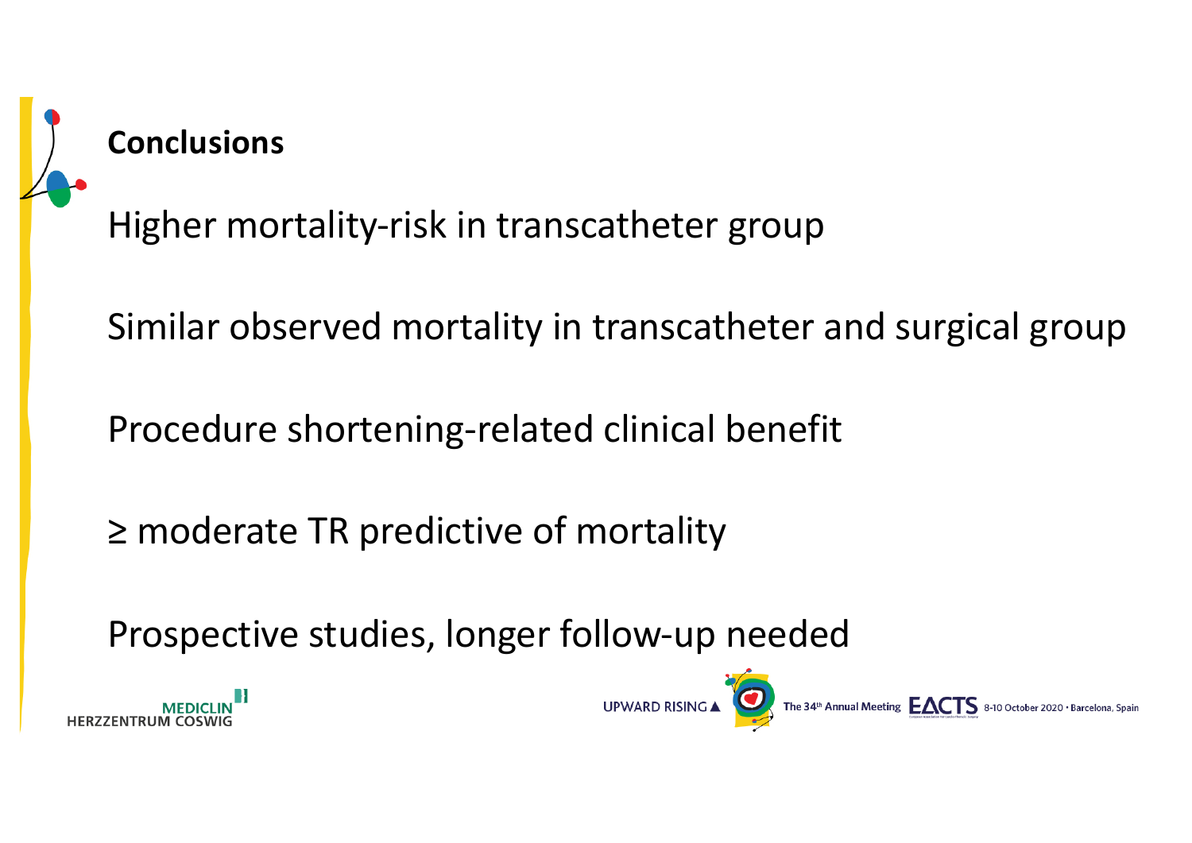## Conclusions

Higher mortality-risk in transcatheter group

Similar observed mortality in transcatheter and surgical group

Procedure shortening-related clinical benefit

≥ moderate TR predictive of mortality

Prospective studies, longer follow-up needed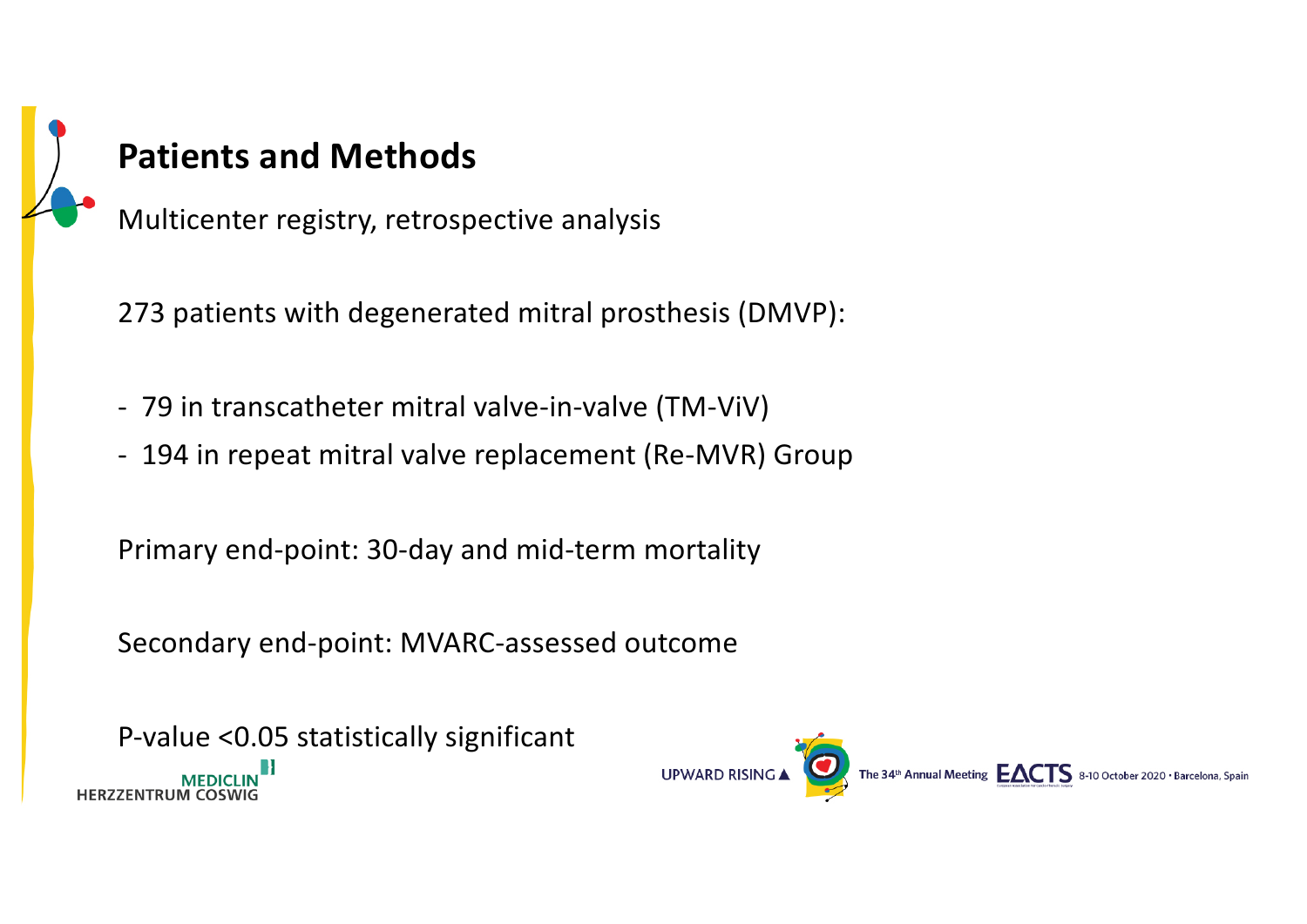## Patients and Methods

Multicenter registry, retrospective analysis

273 patients with degenerated mitral prosthesis (DMVP):

- 79 in transcatheter mitral valve-in-valve (TM-ViV)
- 194 in repeat mitral valve replacement (Re-MVR) Group

Primary end-point: 30-day and mid-term mortality

Secondary end-point: MVARC-assessed outcome

P-value <0.05 statistically significant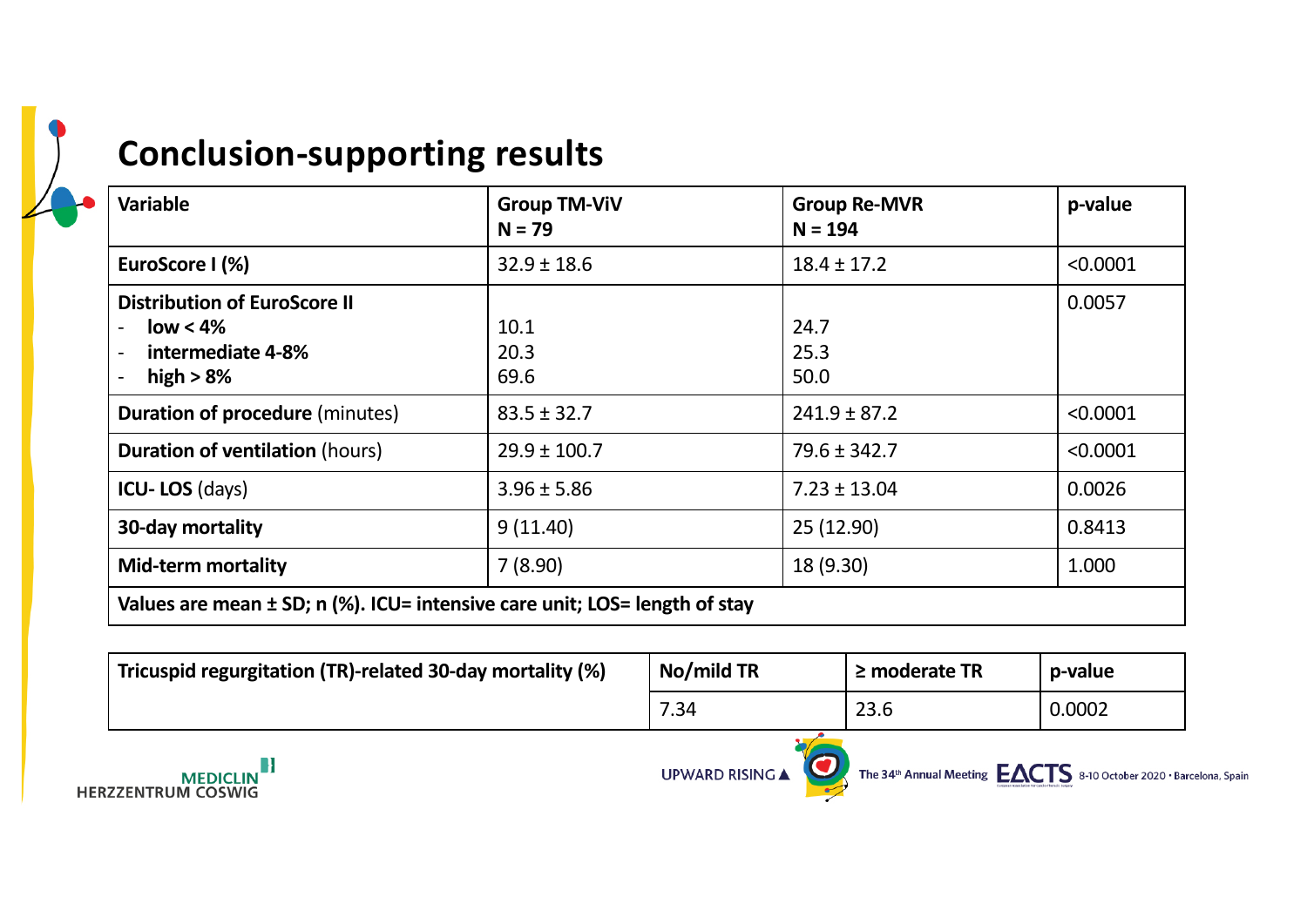# Conclusion-supporting results

| Variable | Group TM-ViV<br>N = 79 | Group Re-MVR<br>N = 194 | p-value |
|---|---|---|---|
| **EuroScore I (%)** | 32.9 ± 18.6 | 18.4 ± 17.2 | <0.0001 |
| **Distribution of EuroScore II**<br>- **low < 4%**<br>- **intermediate 4-8%**<br>- **high > 8%** | <br>10.1<br>20.3<br>69.6 | <br>24.7<br>25.3<br>50.0 | 0.0057 |
| **Duration of procedure** (minutes) | 83.5 ± 32.7 | 241.9 ± 87.2 | <0.0001 |
| **Duration of ventilation** (hours) | 29.9 ± 100.7 | 79.6 ± 342.7 | <0.0001 |
| **ICU- LOS** (days) | 3.96 ± 5.86 | 7.23 ± 13.04 | 0.0026 |
| **30-day mortality** | 9 (11.40) | 25 (12.90) | 0.8413 |
| **Mid-term mortality** | 7 (8.90) | 18 (9.30) | 1.000 |

**Values are mean ± SD; n (%). ICU= intensive care unit; LOS= length of stay**

| Tricuspid regurgitation (TR)-related 30-day mortality (%) | No/mild TR | ≥ moderate TR | p-value |
|---|---|---|---|
| | 7.34 | 23.6 | 0.0002 |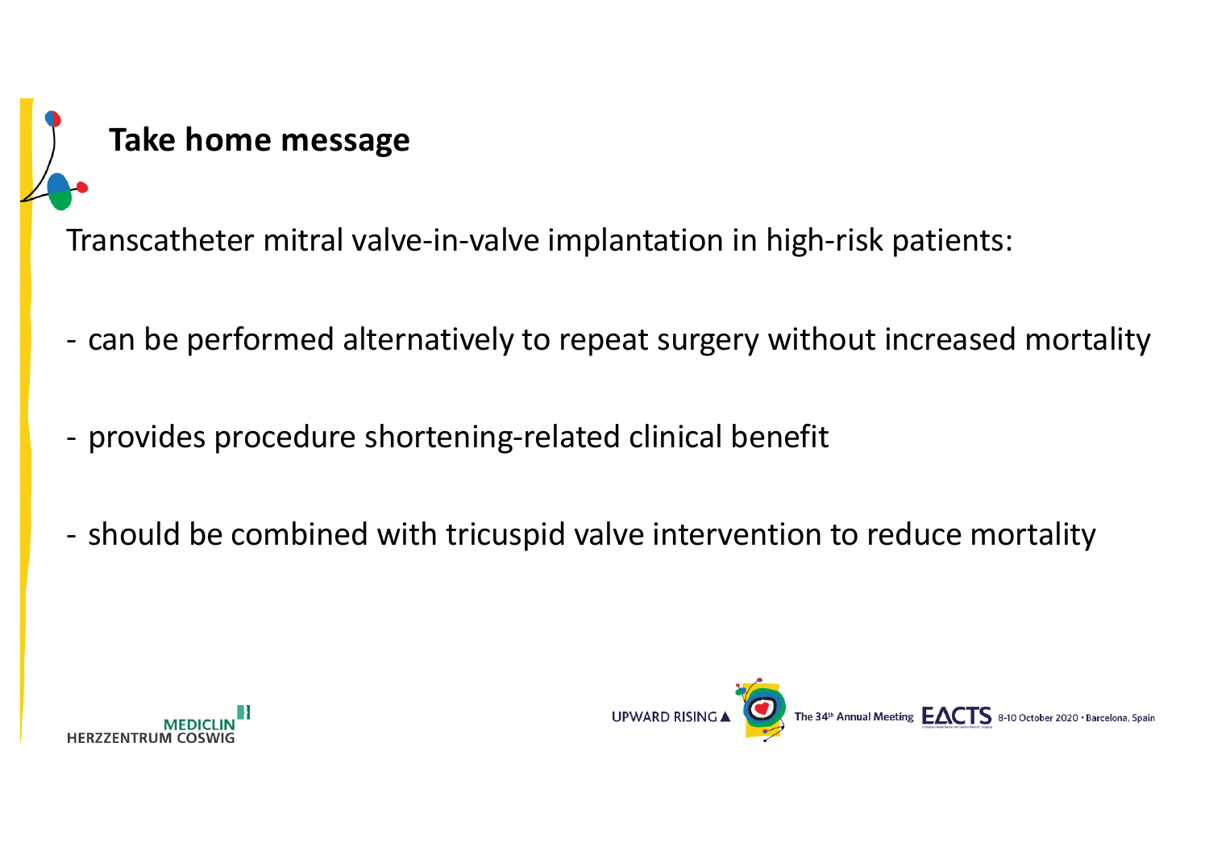## Take home message

Transcatheter mitral valve-in-valve implantation in high-risk patients:

- can be performed alternatively to repeat surgery without increased mortality
- provides procedure shortening-related clinical benefit
- should be combined with tricuspid valve intervention to reduce mortality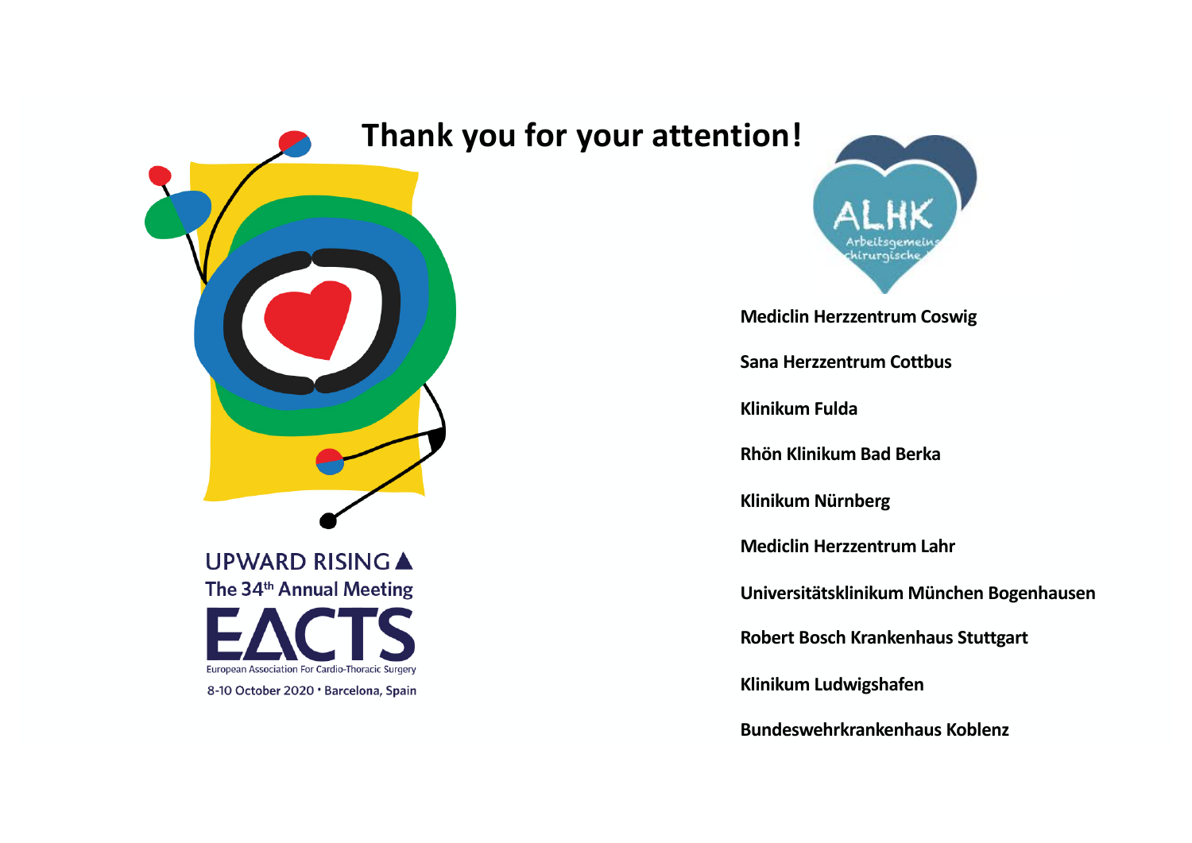# Thank you for your attention!

UPWARD RISING ▲

The 34th Annual Meeting

EACTS

European Association For Cardio-Thoracic Surgery

8-10 October 2020 • Barcelona, Spain

ALHK

Arbeitsgemein
chirurgische

**Mediclin Herzzentrum Coswig**

**Sana Herzzentrum Cottbus**

**Klinikum Fulda**

**Rhön Klinikum Bad Berka**

**Klinikum Nürnberg**

**Mediclin Herzzentrum Lahr**

**Universitätsklinikum München Bogenhausen**

**Robert Bosch Krankenhaus Stuttgart**

**Klinikum Ludwigshafen**

**Bundeswehrkrankenhaus Koblenz**